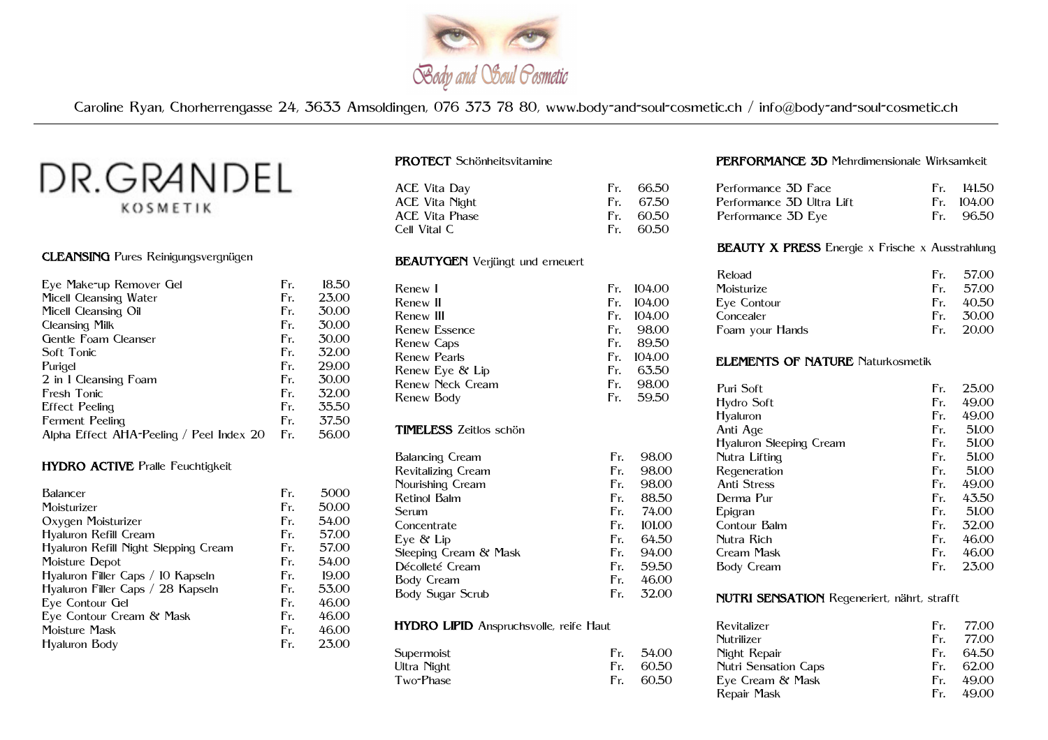Body and Soul Cosmetic

Caroline Ryan, Chorherrengasse 24, 3633 Amsoldingen, 076 373 78 80, www.body-and-soul-cosmetic.ch / info@body-and-soul-cosmetic.ch

# DR.GRANDEL KOSMETIK

## CLEANSING Pures Reinigungsvergnügen

| | | |
|---|---|---|
| Eye Make-up Remover Gel | Fr. | 18.50 |
| Micell Cleansing Water | Fr. | 23.00 |
| Micell Cleansing Oil | Fr. | 30.00 |
| Cleansing Milk | Fr. | 30.00 |
| Gentle Foam Cleanser | Fr. | 30.00 |
| Soft Tonic | Fr. | 32.00 |
| Purigel | Fr. | 29.00 |
| 2 in 1 Cleansing Foam | Fr. | 30.00 |
| Fresh Tonic | Fr. | 32.00 |
| Effect Peeling | Fr. | 35.50 |
| Ferment Peeling | Fr. | 37.50 |
| Alpha Effect AHA-Peeling / Peel Index 20 | Fr. | 56.00 |

## HYDRO ACTIVE Pralle Feuchtigkeit

| | | |
|---|---|---|
| Balancer | Fr. | 5000 |
| Moisturizer | Fr. | 50.00 |
| Oxygen Moisturizer | Fr. | 54.00 |
| Hyaluron Refill Cream | Fr. | 57.00 |
| Hyaluron Refill Night Slepping Cream | Fr. | 57.00 |
| Moisture Depot | Fr. | 54.00 |
| Hyaluron Filler Caps / 10 Kapseln | Fr. | 19.00 |
| Hyaluron Filler Caps / 28 Kapseln | Fr. | 53.00 |
| Eye Contour Gel | Fr. | 46.00 |
| Eye Contour Cream & Mask | Fr. | 46.00 |
| Moisture Mask | Fr. | 46.00 |
| Hyaluron Body | Fr. | 23.00 |

## PROTECT Schönheitsvitamine

| | | |
|---|---|---|
| ACE Vita Day | Fr. | 66.50 |
| ACE Vita Night | Fr. | 67.50 |
| ACE Vita Phase | Fr. | 60.50 |
| Cell Vital C | Fr. | 60.50 |

## BEAUTYGEN Verjüngt und erneuert

| | | |
|---|---|---|
| Renew I | Fr. | 104.00 |
| Renew II | Fr. | 104.00 |
| Renew III | Fr. | 104.00 |
| Renew Essence | Fr. | 98.00 |
| Renew Caps | Fr. | 89.50 |
| Renew Pearls | Fr. | 104.00 |
| Renew Eye & Lip | Fr. | 63.50 |
| Renew Neck Cream | Fr. | 98.00 |
| Renew Body | Fr. | 59.50 |

## TIMELESS Zeitlos schön

| | | |
|---|---|---|
| Balancing Cream | Fr. | 98.00 |
| Revitalizing Cream | Fr. | 98.00 |
| Nourishing Cream | Fr. | 98.00 |
| Retinol Balm | Fr. | 88.50 |
| Serum | Fr. | 74.00 |
| Concentrate | Fr. | 101.00 |
| Eye & Lip | Fr. | 64.50 |
| Sleeping Cream & Mask | Fr. | 94.00 |
| Décolleté Cream | Fr. | 59.50 |
| Body Cream | Fr. | 46.00 |
| Body Sugar Scrub | Fr. | 32.00 |

## HYDRO LIPID Anspruchsvolle, reife Haut

| | | |
|---|---|---|
| Supermoist | Fr. | 54.00 |
| Ultra Night | Fr. | 60.50 |
| Two-Phase | Fr. | 60.50 |

## PERFORMANCE 3D Mehrdimensionale Wirksamkeit

| | | |
|---|---|---|
| Performance 3D Face | Fr. | 141.50 |
| Performance 3D Ultra Lift | Fr. | 104.00 |
| Performance 3D Eye | Fr. | 96.50 |

## BEAUTY X PRESS Energie x Frische x Ausstrahlung

| | | |
|---|---|---|
| Reload | Fr. | 57.00 |
| Moisturize | Fr. | 57.00 |
| Eye Contour | Fr. | 40.50 |
| Concealer | Fr. | 30.00 |
| Foam your Hands | Fr. | 20.00 |

## ELEMENTS OF NATURE Naturkosmetik

| | | |
|---|---|---|
| Puri Soft | Fr. | 25.00 |
| Hydro Soft | Fr. | 49.00 |
| Hyaluron | Fr. | 49.00 |
| Anti Age | Fr. | 51.00 |
| Hyaluron Sleeping Cream | Fr. | 51.00 |
| Nutra Lifting | Fr. | 51.00 |
| Regeneration | Fr. | 51.00 |
| Anti Stress | Fr. | 49.00 |
| Derma Pur | Fr. | 43.50 |
| Epigran | Fr. | 51.00 |
| Contour Balm | Fr. | 32.00 |
| Nutra Rich | Fr. | 46.00 |
| Cream Mask | Fr. | 46.00 |
| Body Cream | Fr. | 23.00 |

## NUTRI SENSATION Regeneriert, nährt, strafft

| | | |
|---|---|---|
| Revitalizer | Fr. | 77.00 |
| Nutrilizer | Fr. | 77.00 |
| Night Repair | Fr. | 64.50 |
| Nutri Sensation Caps | Fr. | 62.00 |
| Eye Cream & Mask | Fr. | 49.00 |
| Repair Mask | Fr. | 49.00 |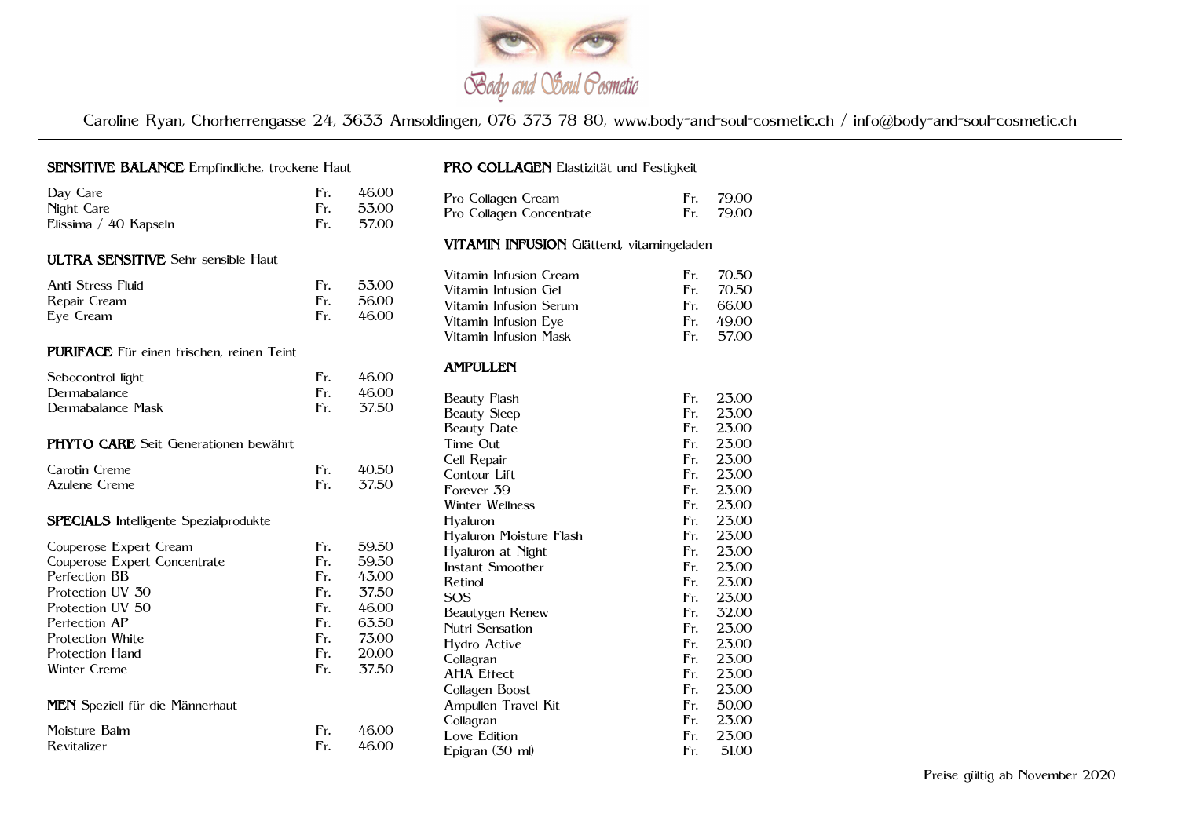Body and Soul Cosmetic

Caroline Ryan, Chorherrengasse 24, 3633 Amsoldingen, 076 373 78 80, www.body-and-soul-cosmetic.ch / info@body-and-soul-cosmetic.ch

**SENSITIVE BALANCE** Empfindliche, trockene Haut

| | | |
|---|---|---|
| Day Care | Fr. | 46.00 |
| Night Care | Fr. | 53.00 |
| Elissima / 40 Kapseln | Fr. | 57.00 |

**ULTRA SENSITIVE** Sehr sensible Haut

| | | |
|---|---|---|
| Anti Stress Fluid | Fr. | 53.00 |
| Repair Cream | Fr. | 56.00 |
| Eye Cream | Fr. | 46.00 |

**PURIFACE** Für einen frischen, reinen Teint

| | | |
|---|---|---|
| Sebocontrol light | Fr. | 46.00 |
| Dermabalance | Fr. | 46.00 |
| Dermabalance Mask | Fr. | 37.50 |

**PHYTO CARE** Seit Generationen bewährt

| | | |
|---|---|---|
| Carotin Creme | Fr. | 40.50 |
| Azulene Creme | Fr. | 37.50 |

**SPECIALS** Intelligente Spezialprodukte

| | | |
|---|---|---|
| Couperose Expert Cream | Fr. | 59.50 |
| Couperose Expert Concentrate | Fr. | 59.50 |
| Perfection BB | Fr. | 43.00 |
| Protection UV 30 | Fr. | 37.50 |
| Protection UV 50 | Fr. | 46.00 |
| Perfection AP | Fr. | 63.50 |
| Protection White | Fr. | 73.00 |
| Protection Hand | Fr. | 20.00 |
| Winter Creme | Fr. | 37.50 |

**MEN** Speziell für die Männerhaut

| | | |
|---|---|---|
| Moisture Balm | Fr. | 46.00 |
| Revitalizer | Fr. | 46.00 |

**PRO COLLAGEN** Elastizität und Festigkeit

| | | |
|---|---|---|
| Pro Collagen Cream | Fr. | 79.00 |
| Pro Collagen Concentrate | Fr. | 79.00 |

**VITAMIN INFUSION** Glättend, vitamingeladen

| | | |
|---|---|---|
| Vitamin Infusion Cream | Fr. | 70.50 |
| Vitamin Infusion Gel | Fr. | 70.50 |
| Vitamin Infusion Serum | Fr. | 66.00 |
| Vitamin Infusion Eye | Fr. | 49.00 |
| Vitamin Infusion Mask | Fr. | 57.00 |

**AMPULLEN**

| | | |
|---|---|---|
| Beauty Flash | Fr. | 23.00 |
| Beauty Sleep | Fr. | 23.00 |
| Beauty Date | Fr. | 23.00 |
| Time Out | Fr. | 23.00 |
| Cell Repair | Fr. | 23.00 |
| Contour Lift | Fr. | 23.00 |
| Forever 39 | Fr. | 23.00 |
| Winter Wellness | Fr. | 23.00 |
| Hyaluron | Fr. | 23.00 |
| Hyaluron Moisture Flash | Fr. | 23.00 |
| Hyaluron at Night | Fr. | 23.00 |
| Instant Smoother | Fr. | 23.00 |
| Retinol | Fr. | 23.00 |
| SOS | Fr. | 23.00 |
| Beautygen Renew | Fr. | 32.00 |
| Nutri Sensation | Fr. | 23.00 |
| Hydro Active | Fr. | 23.00 |
| Collagran | Fr. | 23.00 |
| AHA Effect | Fr. | 23.00 |
| Collagen Boost | Fr. | 23.00 |
| Ampullen Travel Kit | Fr. | 50.00 |
| Collagran | Fr. | 23.00 |
| Love Edition | Fr. | 23.00 |
| Epigran (30 ml) | Fr. | 51.00 |

Preise gültig ab November 2020